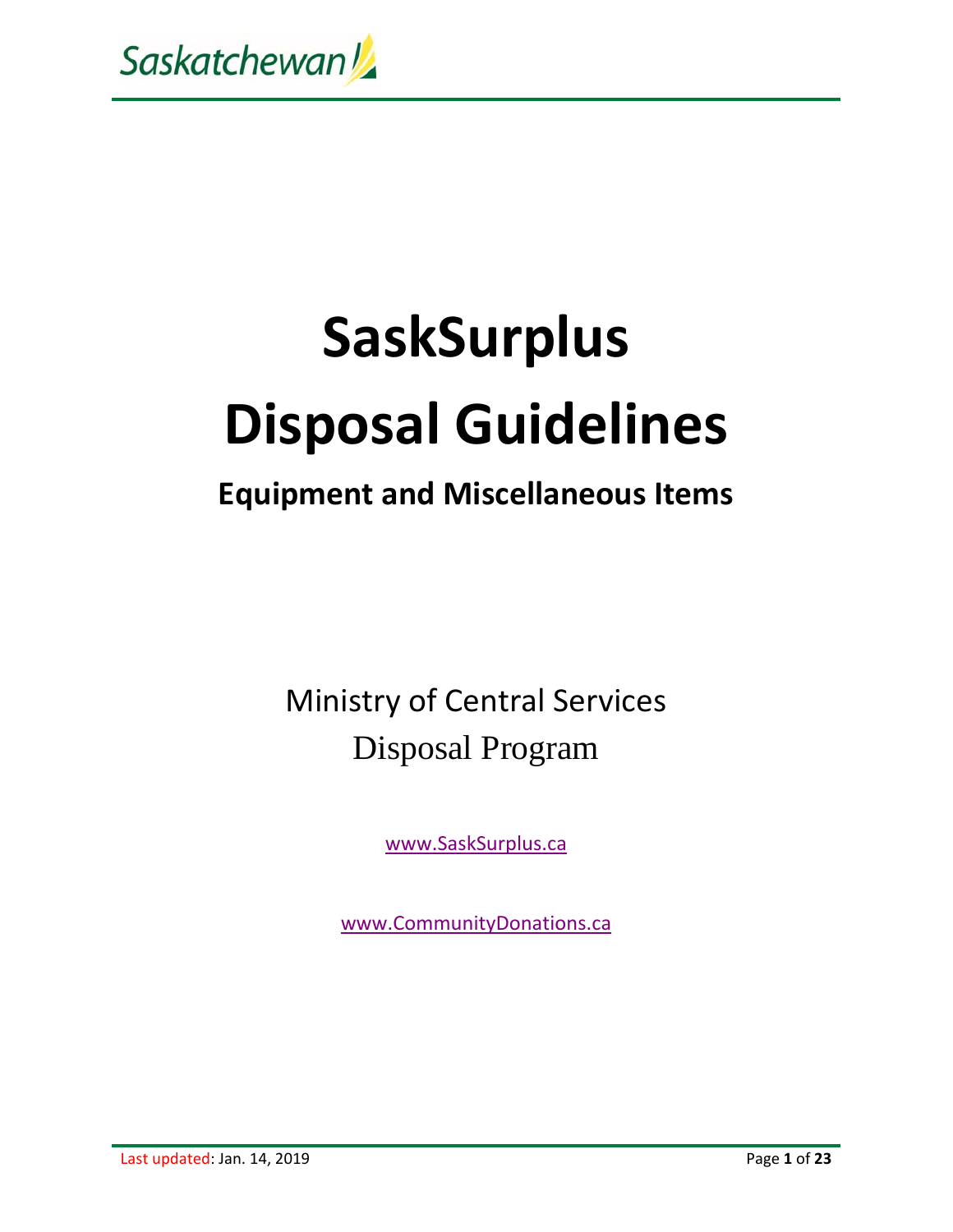Saskatchewan

# SaskSurplus Disposal Guidelines

## Equipment and Miscellaneous Items

Ministry of Central Services

Disposal Program

www.SaskSurplus.ca

www.CommunityDonations.ca

Last updated: Jan. 14, 2019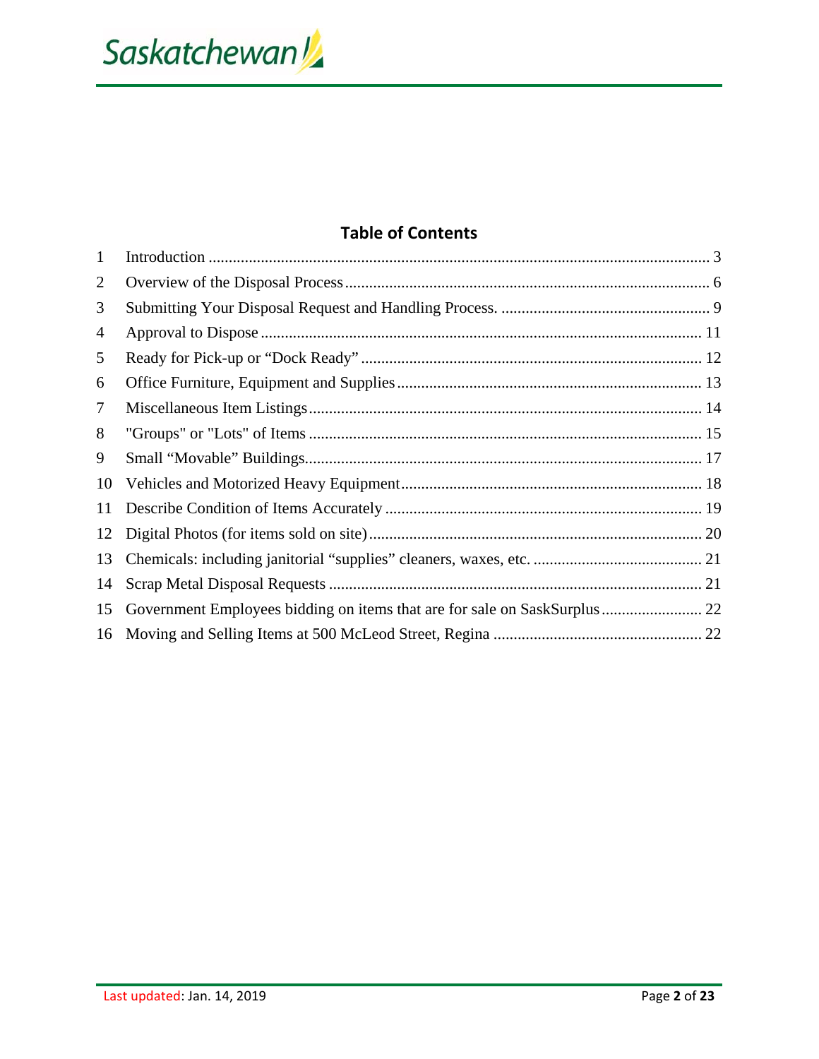## Table of Contents

1 Introduction ........................................................................................................... 3
2 Overview of the Disposal Process ............................................................................ 6
3 Submitting Your Disposal Request and Handling Process. ....................................... 9
4 Approval to Dispose ................................................................................................ 11
5 Ready for Pick-up or “Dock Ready” ......................................................................... 12
6 Office Furniture, Equipment and Supplies ................................................................ 13
7 Miscellaneous Item Listings ..................................................................................... 14
8 "Groups" or "Lots" of Items ...................................................................................... 15
9 Small “Movable” Buildings ........................................................................................ 17
10 Vehicles and Motorized Heavy Equipment ............................................................... 18
11 Describe Condition of Items Accurately .................................................................... 19
12 Digital Photos (for items sold on site) ........................................................................ 20
13 Chemicals: including janitorial “supplies” cleaners, waxes, etc. ............................. 21
14 Scrap Metal Disposal Requests ................................................................................ 21
15 Government Employees bidding on items that are for sale on SaskSurplus ........... 22
16 Moving and Selling Items at 500 McLeod Street, Regina ......................................... 22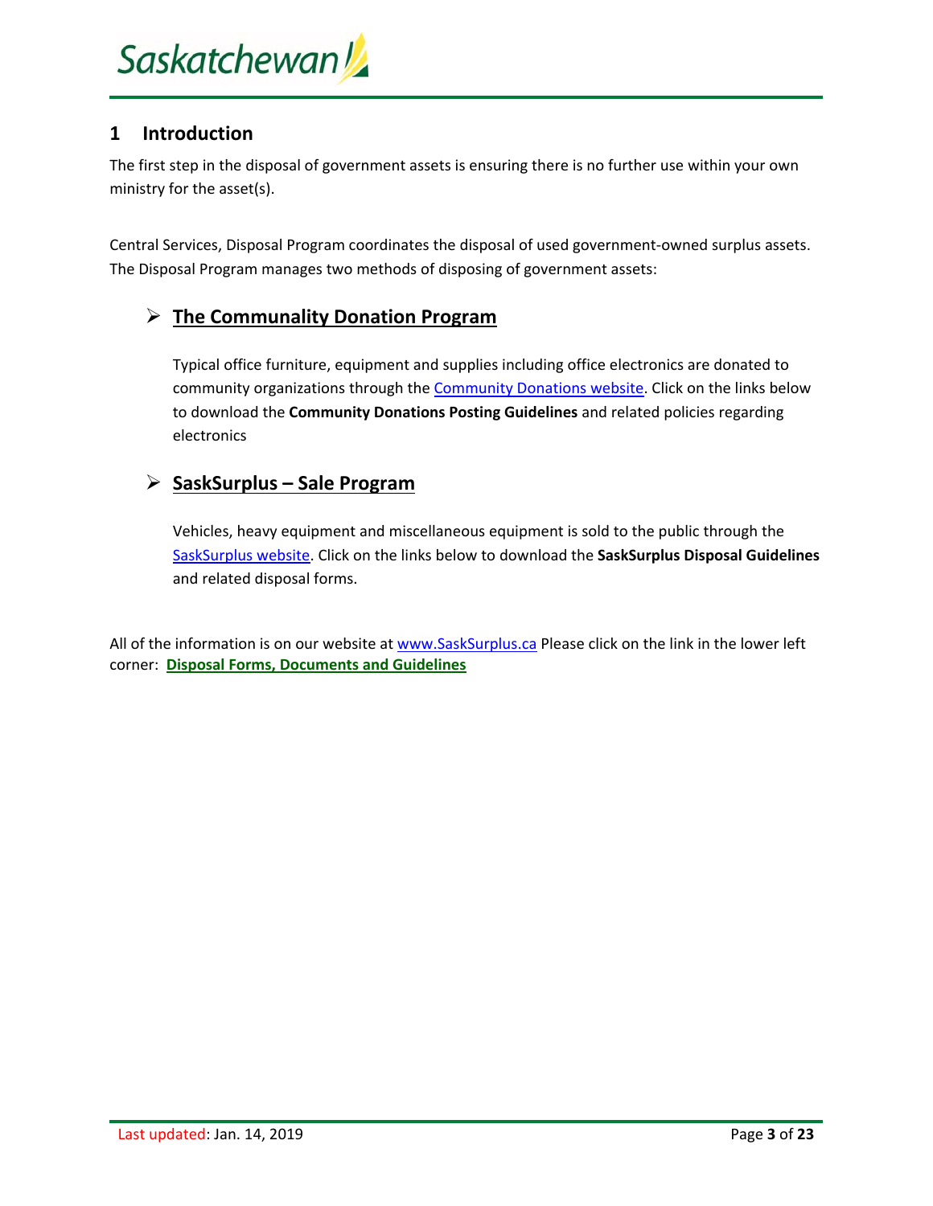# 1 Introduction

The first step in the disposal of government assets is ensuring there is no further use within your own ministry for the asset(s).

Central Services, Disposal Program coordinates the disposal of used government-owned surplus assets. The Disposal Program manages two methods of disposing of government assets:

- **The Communality Donation Program**

  Typical office furniture, equipment and supplies including office electronics are donated to community organizations through the Community Donations website. Click on the links below to download the **Community Donations Posting Guidelines** and related policies regarding electronics

- **SaskSurplus – Sale Program**

  Vehicles, heavy equipment and miscellaneous equipment is sold to the public through the SaskSurplus website. Click on the links below to download the **SaskSurplus Disposal Guidelines** and related disposal forms.

All of the information is on our website at www.SaskSurplus.ca Please click on the link in the lower left corner: **Disposal Forms, Documents and Guidelines**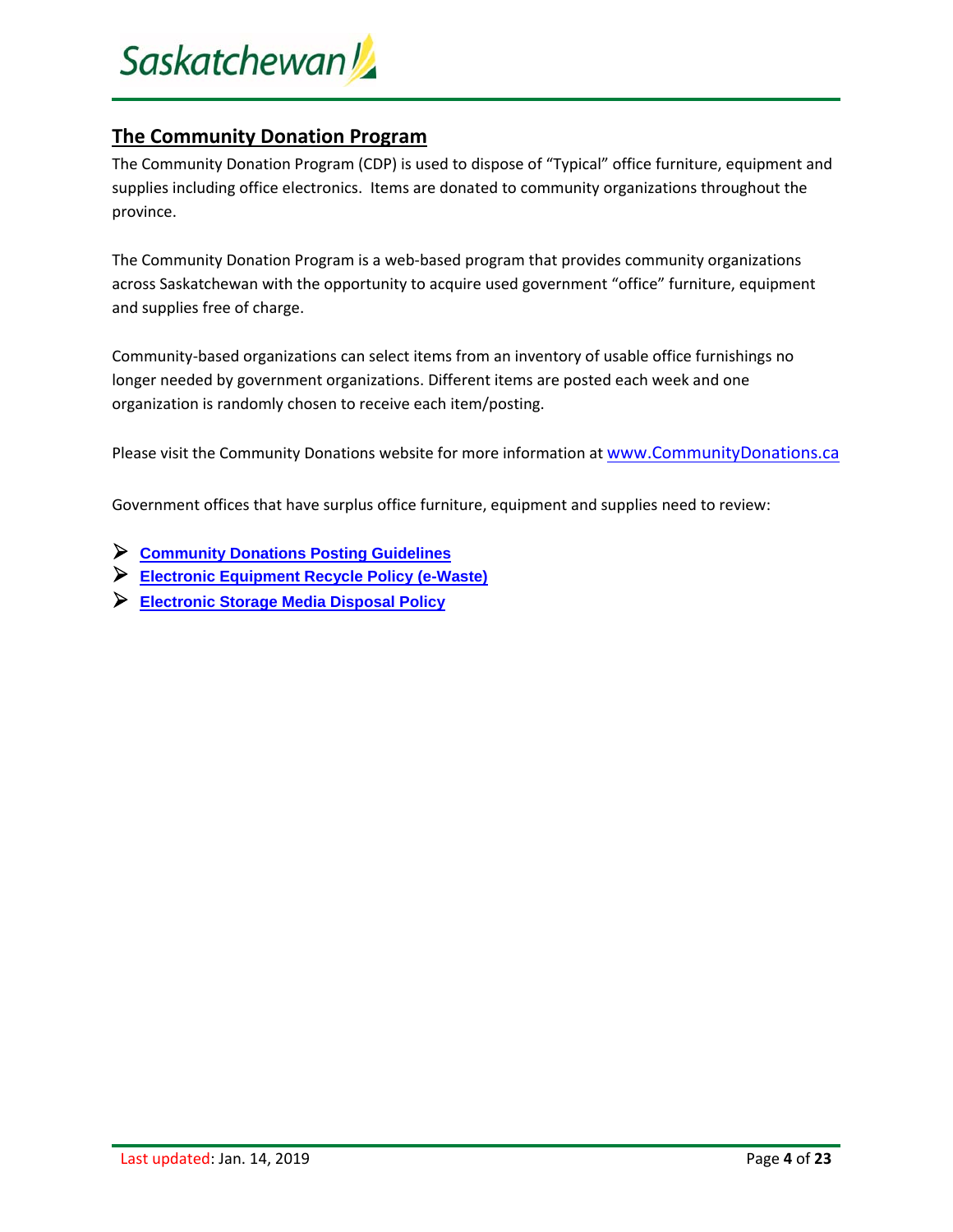## The Community Donation Program

The Community Donation Program (CDP) is used to dispose of "Typical" office furniture, equipment and supplies including office electronics. Items are donated to community organizations throughout the province.

The Community Donation Program is a web-based program that provides community organizations across Saskatchewan with the opportunity to acquire used government "office" furniture, equipment and supplies free of charge.

Community-based organizations can select items from an inventory of usable office furnishings no longer needed by government organizations. Different items are posted each week and one organization is randomly chosen to receive each item/posting.

Please visit the Community Donations website for more information at www.CommunityDonations.ca

Government offices that have surplus office furniture, equipment and supplies need to review:

- **Community Donations Posting Guidelines**
- **Electronic Equipment Recycle Policy (e-Waste)**
- **Electronic Storage Media Disposal Policy**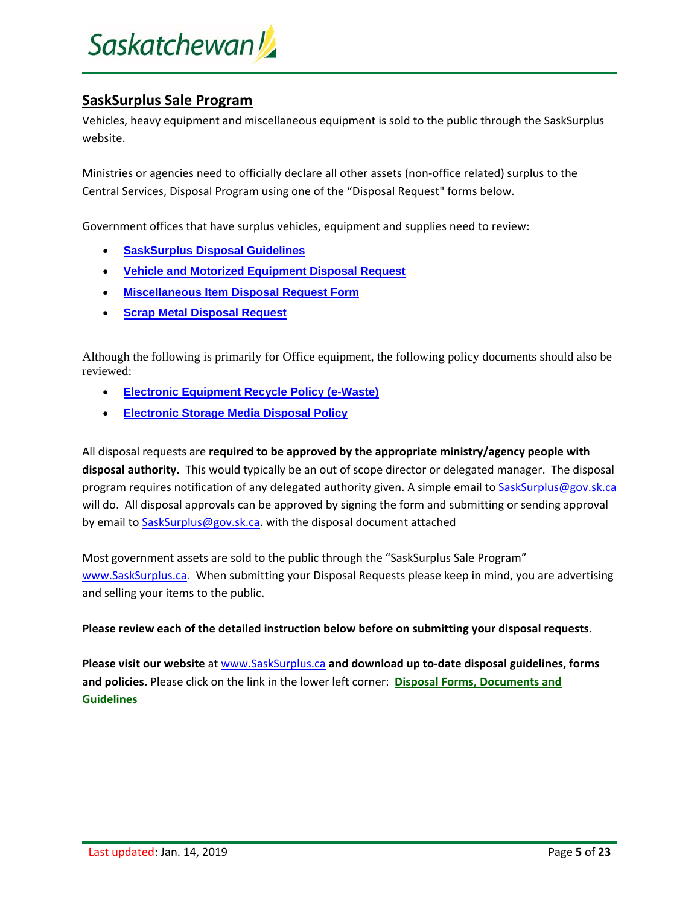## SaskSurplus Sale Program

Vehicles, heavy equipment and miscellaneous equipment is sold to the public through the SaskSurplus website.

Ministries or agencies need to officially declare all other assets (non-office related) surplus to the Central Services, Disposal Program using one of the "Disposal Request" forms below.

Government offices that have surplus vehicles, equipment and supplies need to review:

- **SaskSurplus Disposal Guidelines**
- **Vehicle and Motorized Equipment Disposal Request**
- **Miscellaneous Item Disposal Request Form**
- **Scrap Metal Disposal Request**

Although the following is primarily for Office equipment, the following policy documents should also be reviewed:

- **Electronic Equipment Recycle Policy (e-Waste)**
- **Electronic Storage Media Disposal Policy**

All disposal requests are **required to be approved by the appropriate ministry/agency people with disposal authority.** This would typically be an out of scope director or delegated manager. The disposal program requires notification of any delegated authority given. A simple email to SaskSurplus@gov.sk.ca will do. All disposal approvals can be approved by signing the form and submitting or sending approval by email to SaskSurplus@gov.sk.ca. with the disposal document attached

Most government assets are sold to the public through the "SaskSurplus Sale Program" www.SaskSurplus.ca. When submitting your Disposal Requests please keep in mind, you are advertising and selling your items to the public.

**Please review each of the detailed instruction below before on submitting your disposal requests.**

**Please visit our website** at www.SaskSurplus.ca **and download up to-date disposal guidelines, forms and policies.** Please click on the link in the lower left corner: **Disposal Forms, Documents and Guidelines**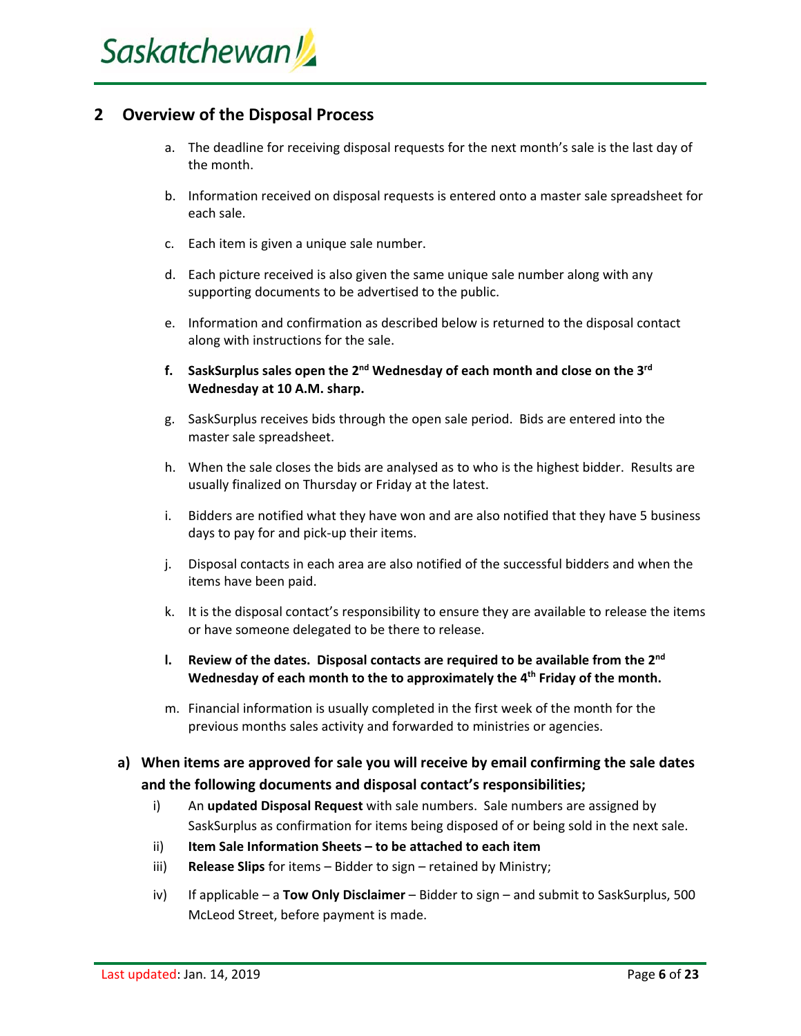## 2 Overview of the Disposal Process

a. The deadline for receiving disposal requests for the next month's sale is the last day of the month.

b. Information received on disposal requests is entered onto a master sale spreadsheet for each sale.

c. Each item is given a unique sale number.

d. Each picture received is also given the same unique sale number along with any supporting documents to be advertised to the public.

e. Information and confirmation as described below is returned to the disposal contact along with instructions for the sale.

**f. SaskSurplus sales open the 2nd Wednesday of each month and close on the 3rd Wednesday at 10 A.M. sharp.**

g. SaskSurplus receives bids through the open sale period. Bids are entered into the master sale spreadsheet.

h. When the sale closes the bids are analysed as to who is the highest bidder. Results are usually finalized on Thursday or Friday at the latest.

i. Bidders are notified what they have won and are also notified that they have 5 business days to pay for and pick-up their items.

j. Disposal contacts in each area are also notified of the successful bidders and when the items have been paid.

k. It is the disposal contact's responsibility to ensure they are available to release the items or have someone delegated to be there to release.

**l. Review of the dates. Disposal contacts are required to be available from the 2nd Wednesday of each month to the to approximately the 4th Friday of the month.**

m. Financial information is usually completed in the first week of the month for the previous months sales activity and forwarded to ministries or agencies.

**a) When items are approved for sale you will receive by email confirming the sale dates and the following documents and disposal contact's responsibilities;**

i) An **updated Disposal Request** with sale numbers. Sale numbers are assigned by SaskSurplus as confirmation for items being disposed of or being sold in the next sale.

ii) **Item Sale Information Sheets – to be attached to each item**

iii) **Release Slips** for items – Bidder to sign – retained by Ministry;

iv) If applicable – a **Tow Only Disclaimer** – Bidder to sign – and submit to SaskSurplus, 500 McLeod Street, before payment is made.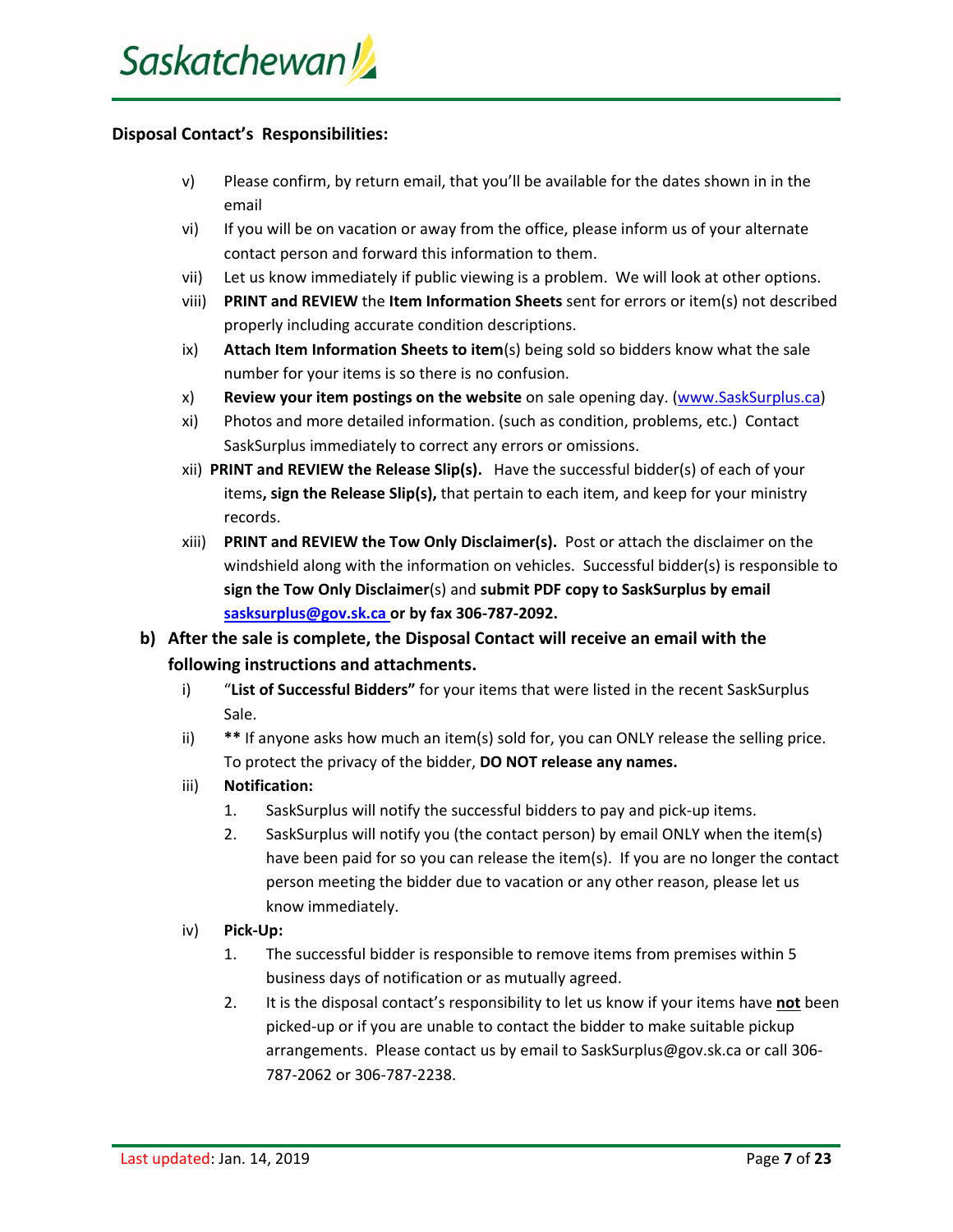**Disposal Contact's Responsibilities:**

v) Please confirm, by return email, that you'll be available for the dates shown in in the email

vi) If you will be on vacation or away from the office, please inform us of your alternate contact person and forward this information to them.

vii) Let us know immediately if public viewing is a problem. We will look at other options.

viii) **PRINT and REVIEW** the **Item Information Sheets** sent for errors or item(s) not described properly including accurate condition descriptions.

ix) **Attach Item Information Sheets to item**(s) being sold so bidders know what the sale number for your items is so there is no confusion.

x) **Review your item postings on the website** on sale opening day. (www.SaskSurplus.ca)

xi) Photos and more detailed information. (such as condition, problems, etc.) Contact SaskSurplus immediately to correct any errors or omissions.

xii) **PRINT and REVIEW the Release Slip(s).** Have the successful bidder(s) of each of your items**, sign the Release Slip(s),** that pertain to each item, and keep for your ministry records.

xiii) **PRINT and REVIEW the Tow Only Disclaimer(s).** Post or attach the disclaimer on the windshield along with the information on vehicles. Successful bidder(s) is responsible to **sign the Tow Only Disclaimer**(s) and **submit PDF copy to SaskSurplus by email sasksurplus@gov.sk.ca or by fax 306-787-2092.**

**b) After the sale is complete, the Disposal Contact will receive an email with the following instructions and attachments.**

i) "**List of Successful Bidders"** for your items that were listed in the recent SaskSurplus Sale.

ii) **\*\*** If anyone asks how much an item(s) sold for, you can ONLY release the selling price. To protect the privacy of the bidder, **DO NOT release any names.**

iii) **Notification:**

1. SaskSurplus will notify the successful bidders to pay and pick-up items.
2. SaskSurplus will notify you (the contact person) by email ONLY when the item(s) have been paid for so you can release the item(s). If you are no longer the contact person meeting the bidder due to vacation or any other reason, please let us know immediately.

iv) **Pick-Up:**

1. The successful bidder is responsible to remove items from premises within 5 business days of notification or as mutually agreed.
2. It is the disposal contact's responsibility to let us know if your items have **not** been picked-up or if you are unable to contact the bidder to make suitable pickup arrangements. Please contact us by email to SaskSurplus@gov.sk.ca or call 306-787-2062 or 306-787-2238.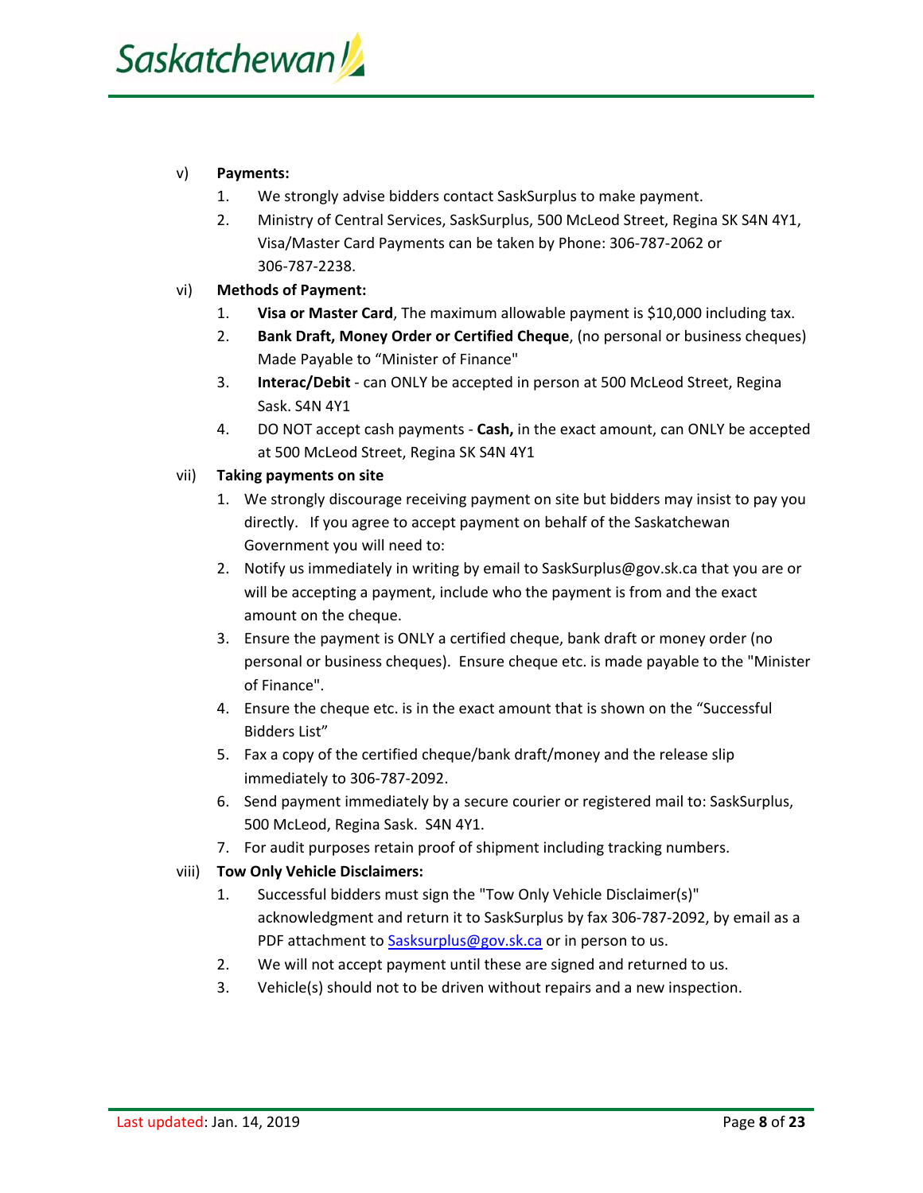v) **Payments:**

1. We strongly advise bidders contact SaskSurplus to make payment.
2. Ministry of Central Services, SaskSurplus, 500 McLeod Street, Regina SK S4N 4Y1, Visa/Master Card Payments can be taken by Phone: 306-787-2062 or 306-787-2238.

vi) **Methods of Payment:**

1. **Visa or Master Card**, The maximum allowable payment is $10,000 including tax.
2. **Bank Draft, Money Order or Certified Cheque**, (no personal or business cheques) Made Payable to "Minister of Finance"
3. **Interac/Debit** - can ONLY be accepted in person at 500 McLeod Street, Regina Sask. S4N 4Y1
4. DO NOT accept cash payments - **Cash,** in the exact amount, can ONLY be accepted at 500 McLeod Street, Regina SK S4N 4Y1

vii) **Taking payments on site**

1. We strongly discourage receiving payment on site but bidders may insist to pay you directly. If you agree to accept payment on behalf of the Saskatchewan Government you will need to:
2. Notify us immediately in writing by email to SaskSurplus@gov.sk.ca that you are or will be accepting a payment, include who the payment is from and the exact amount on the cheque.
3. Ensure the payment is ONLY a certified cheque, bank draft or money order (no personal or business cheques). Ensure cheque etc. is made payable to the "Minister of Finance".
4. Ensure the cheque etc. is in the exact amount that is shown on the "Successful Bidders List"
5. Fax a copy of the certified cheque/bank draft/money and the release slip immediately to 306-787-2092.
6. Send payment immediately by a secure courier or registered mail to: SaskSurplus, 500 McLeod, Regina Sask. S4N 4Y1.
7. For audit purposes retain proof of shipment including tracking numbers.

viii) **Tow Only Vehicle Disclaimers:**

1. Successful bidders must sign the "Tow Only Vehicle Disclaimer(s)" acknowledgment and return it to SaskSurplus by fax 306-787-2092, by email as a PDF attachment to Sasksurplus@gov.sk.ca or in person to us.
2. We will not accept payment until these are signed and returned to us.
3. Vehicle(s) should not to be driven without repairs and a new inspection.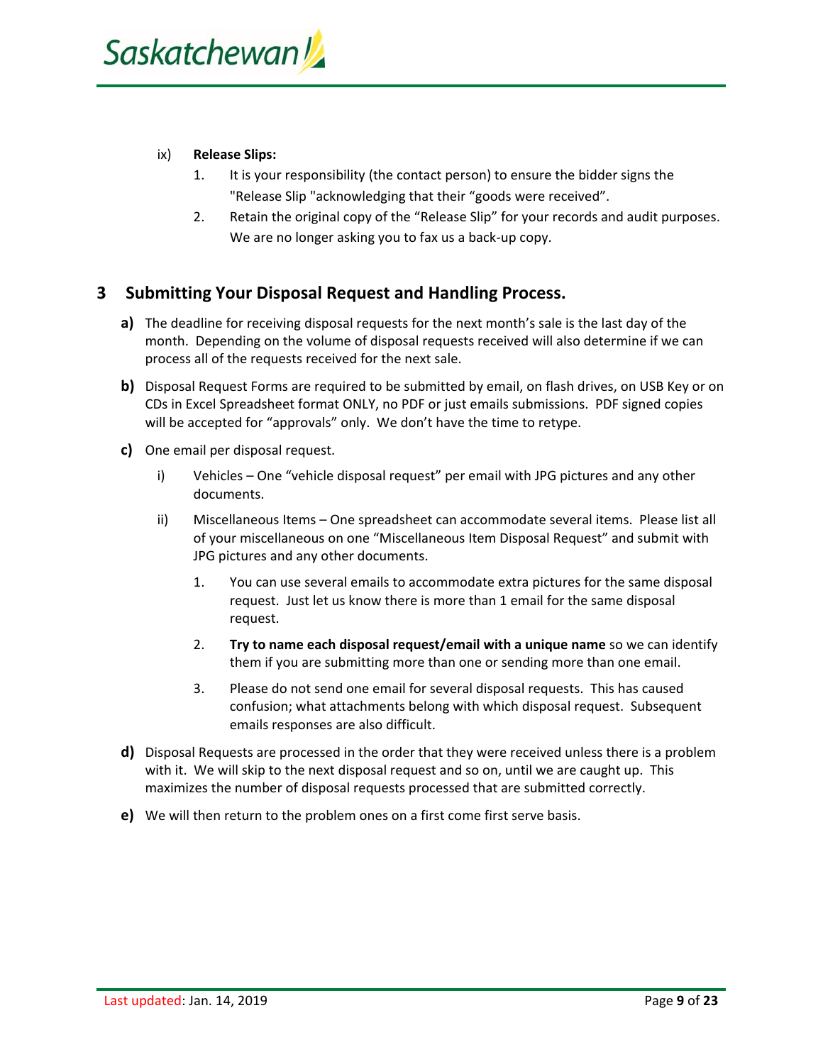ix) **Release Slips:**

1. It is your responsibility (the contact person) to ensure the bidder signs the "Release Slip "acknowledging that their “goods were received”.
2. Retain the original copy of the “Release Slip” for your records and audit purposes. We are no longer asking you to fax us a back-up copy.

## 3 Submitting Your Disposal Request and Handling Process.

**a)** The deadline for receiving disposal requests for the next month’s sale is the last day of the month. Depending on the volume of disposal requests received will also determine if we can process all of the requests received for the next sale.

**b)** Disposal Request Forms are required to be submitted by email, on flash drives, on USB Key or on CDs in Excel Spreadsheet format ONLY, no PDF or just emails submissions. PDF signed copies will be accepted for “approvals” only. We don’t have the time to retype.

**c)** One email per disposal request.

i) Vehicles – One “vehicle disposal request” per email with JPG pictures and any other documents.

ii) Miscellaneous Items – One spreadsheet can accommodate several items. Please list all of your miscellaneous on one “Miscellaneous Item Disposal Request” and submit with JPG pictures and any other documents.

1. You can use several emails to accommodate extra pictures for the same disposal request. Just let us know there is more than 1 email for the same disposal request.
2. **Try to name each disposal request/email with a unique name** so we can identify them if you are submitting more than one or sending more than one email.
3. Please do not send one email for several disposal requests. This has caused confusion; what attachments belong with which disposal request. Subsequent emails responses are also difficult.

**d)** Disposal Requests are processed in the order that they were received unless there is a problem with it. We will skip to the next disposal request and so on, until we are caught up. This maximizes the number of disposal requests processed that are submitted correctly.

**e)** We will then return to the problem ones on a first come first serve basis.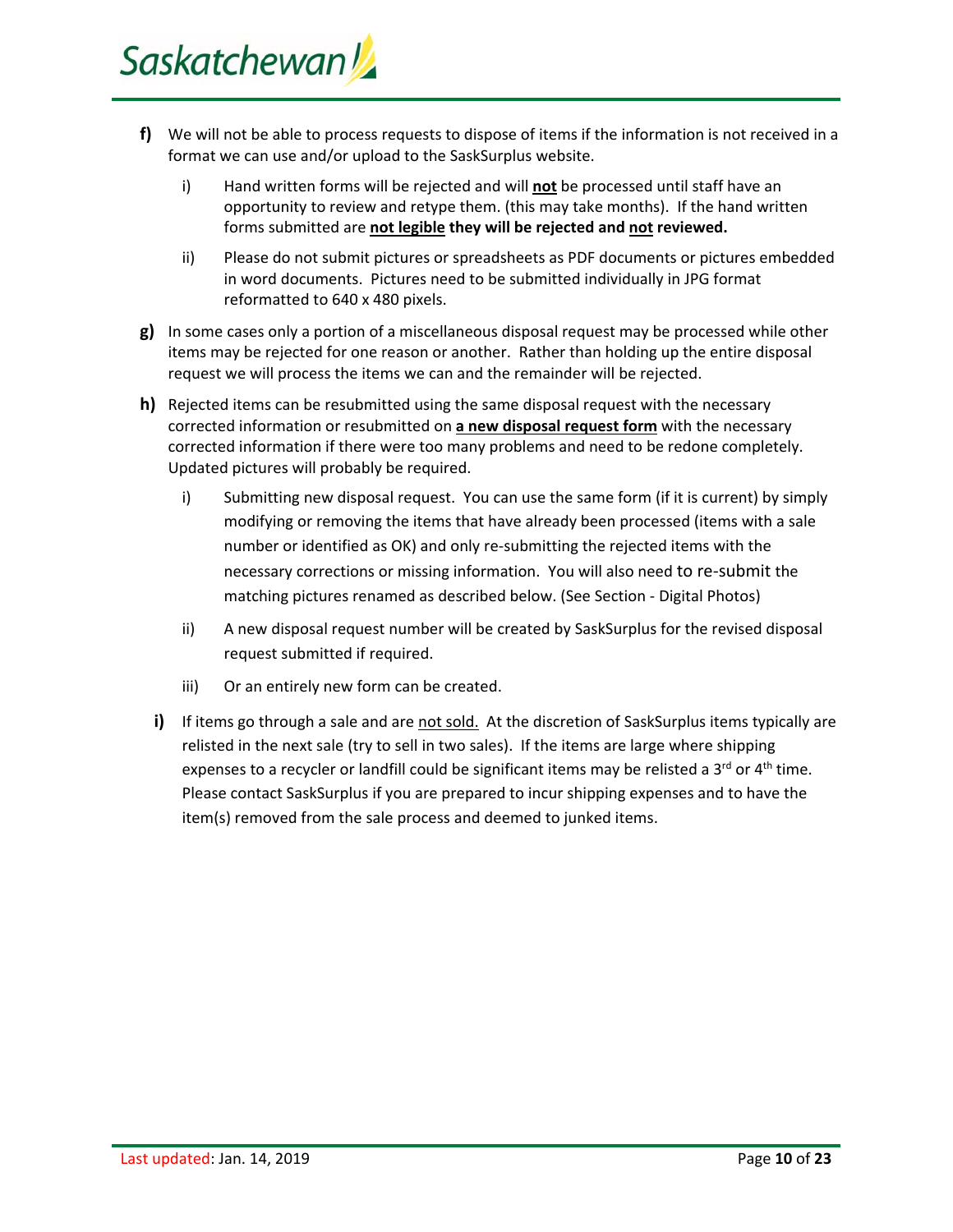**f)** We will not be able to process requests to dispose of items if the information is not received in a format we can use and/or upload to the SaskSurplus website.

   i) Hand written forms will be rejected and will **not** be processed until staff have an opportunity to review and retype them. (this may take months). If the hand written forms submitted are **not legible they will be rejected and not reviewed.**

   ii) Please do not submit pictures or spreadsheets as PDF documents or pictures embedded in word documents. Pictures need to be submitted individually in JPG format reformatted to 640 x 480 pixels.

**g)** In some cases only a portion of a miscellaneous disposal request may be processed while other items may be rejected for one reason or another. Rather than holding up the entire disposal request we will process the items we can and the remainder will be rejected.

**h)** Rejected items can be resubmitted using the same disposal request with the necessary corrected information or resubmitted on **a new disposal request form** with the necessary corrected information if there were too many problems and need to be redone completely. Updated pictures will probably be required.

   i) Submitting new disposal request. You can use the same form (if it is current) by simply modifying or removing the items that have already been processed (items with a sale number or identified as OK) and only re-submitting the rejected items with the necessary corrections or missing information. You will also need to re-submit the matching pictures renamed as described below. (See Section - Digital Photos)

   ii) A new disposal request number will be created by SaskSurplus for the revised disposal request submitted if required.

   iii) Or an entirely new form can be created.

**i)** If items go through a sale and are not sold. At the discretion of SaskSurplus items typically are relisted in the next sale (try to sell in two sales). If the items are large where shipping expenses to a recycler or landfill could be significant items may be relisted a 3rd or 4th time. Please contact SaskSurplus if you are prepared to incur shipping expenses and to have the item(s) removed from the sale process and deemed to junked items.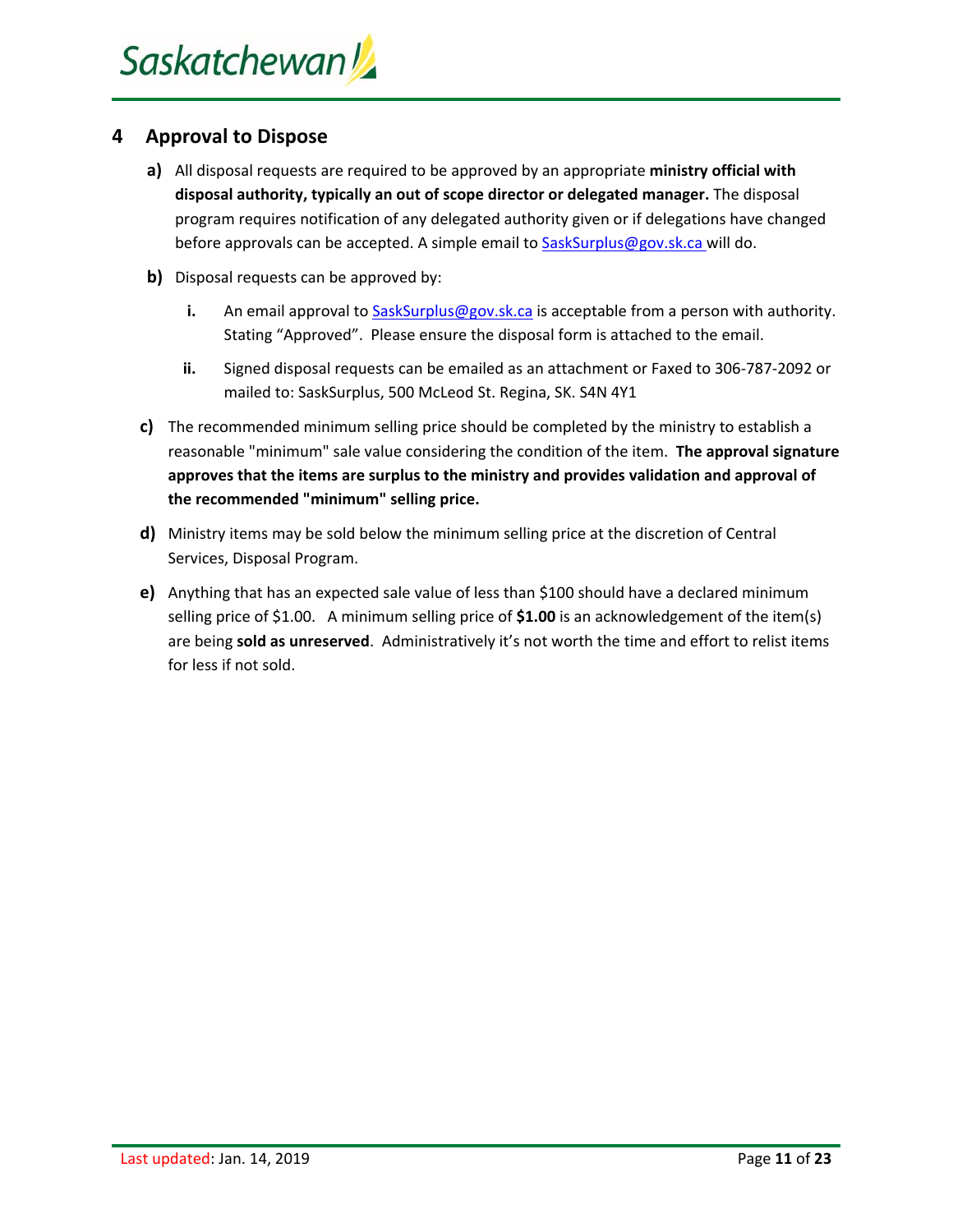## 4 Approval to Dispose

**a)** All disposal requests are required to be approved by an appropriate **ministry official with disposal authority, typically an out of scope director or delegated manager.** The disposal program requires notification of any delegated authority given or if delegations have changed before approvals can be accepted. A simple email to SaskSurplus@gov.sk.ca will do.

**b)** Disposal requests can be approved by:

**i.** An email approval to SaskSurplus@gov.sk.ca is acceptable from a person with authority. Stating "Approved". Please ensure the disposal form is attached to the email.

**ii.** Signed disposal requests can be emailed as an attachment or Faxed to 306-787-2092 or mailed to: SaskSurplus, 500 McLeod St. Regina, SK. S4N 4Y1

**c)** The recommended minimum selling price should be completed by the ministry to establish a reasonable "minimum" sale value considering the condition of the item. **The approval signature approves that the items are surplus to the ministry and provides validation and approval of the recommended "minimum" selling price.**

**d)** Ministry items may be sold below the minimum selling price at the discretion of Central Services, Disposal Program.

**e)** Anything that has an expected sale value of less than $100 should have a declared minimum selling price of $1.00. A minimum selling price of **$1.00** is an acknowledgement of the item(s) are being **sold as unreserved**. Administratively it's not worth the time and effort to relist items for less if not sold.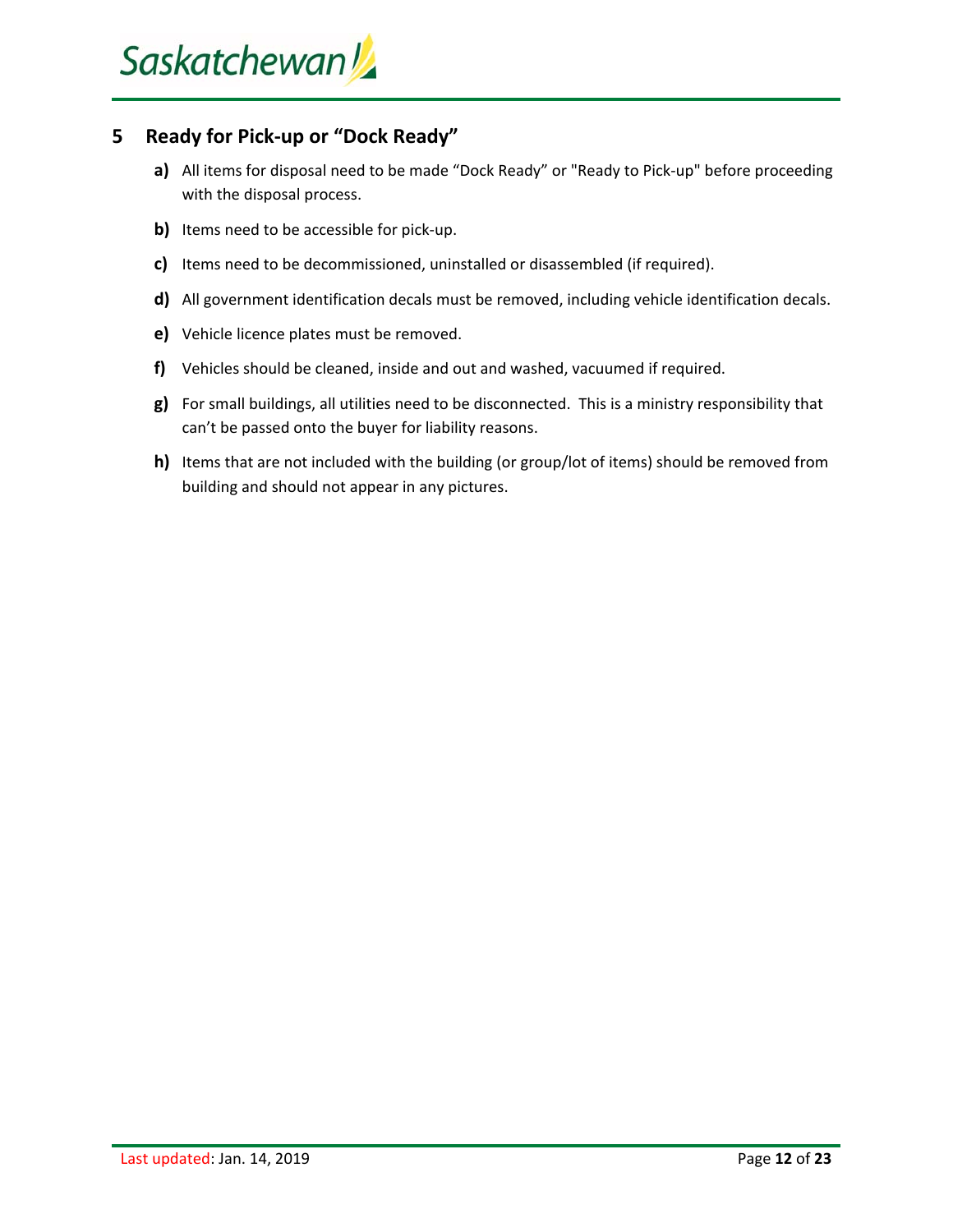## 5 Ready for Pick-up or "Dock Ready"

**a)** All items for disposal need to be made "Dock Ready" or "Ready to Pick-up" before proceeding with the disposal process.

**b)** Items need to be accessible for pick-up.

**c)** Items need to be decommissioned, uninstalled or disassembled (if required).

**d)** All government identification decals must be removed, including vehicle identification decals.

**e)** Vehicle licence plates must be removed.

**f)** Vehicles should be cleaned, inside and out and washed, vacuumed if required.

**g)** For small buildings, all utilities need to be disconnected. This is a ministry responsibility that can't be passed onto the buyer for liability reasons.

**h)** Items that are not included with the building (or group/lot of items) should be removed from building and should not appear in any pictures.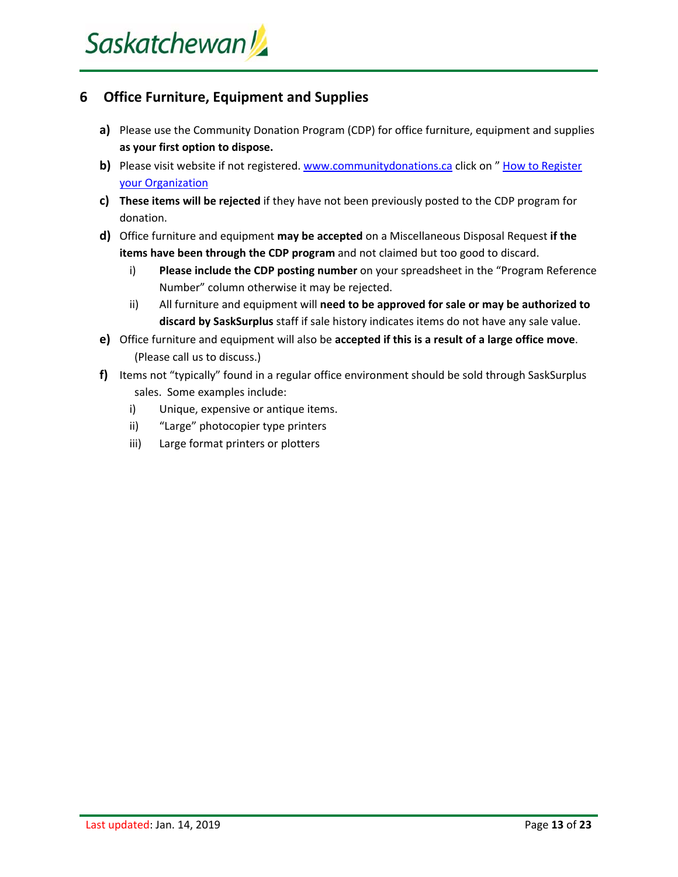## 6 Office Furniture, Equipment and Supplies

**a)** Please use the Community Donation Program (CDP) for office furniture, equipment and supplies **as your first option to dispose.**

**b)** Please visit website if not registered. [www.communitydonations.ca](www.communitydonations.ca) click on " How to Register your Organization

**c)** **These items will be rejected** if they have not been previously posted to the CDP program for donation.

**d)** Office furniture and equipment **may be accepted** on a Miscellaneous Disposal Request **if the items have been through the CDP program** and not claimed but too good to discard.

   i) **Please include the CDP posting number** on your spreadsheet in the "Program Reference Number" column otherwise it may be rejected.

   ii) All furniture and equipment will **need to be approved for sale or may be authorized to discard by SaskSurplus** staff if sale history indicates items do not have any sale value.

**e)** Office furniture and equipment will also be **accepted if this is a result of a large office move**. (Please call us to discuss.)

**f)** Items not "typically" found in a regular office environment should be sold through SaskSurplus sales. Some examples include:

   i) Unique, expensive or antique items.

   ii) "Large" photocopier type printers

   iii) Large format printers or plotters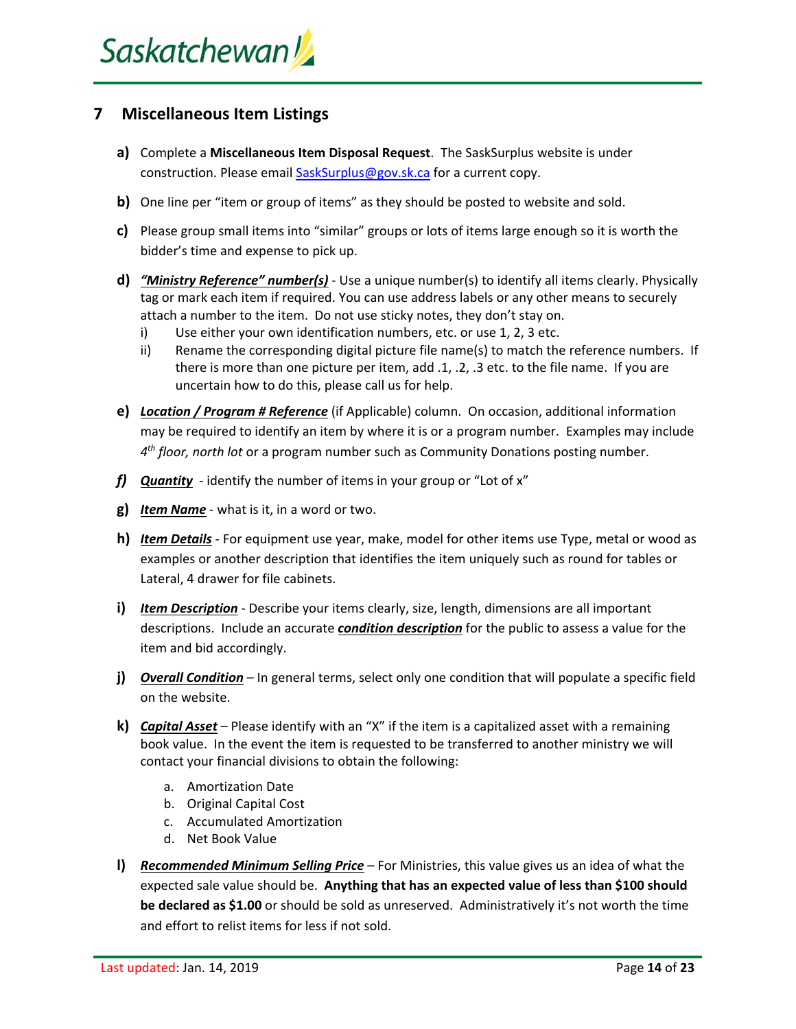## 7 Miscellaneous Item Listings

**a)** Complete a **Miscellaneous Item Disposal Request**. The SaskSurplus website is under construction. Please email [SaskSurplus@gov.sk.ca](mailto:SaskSurplus@gov.sk.ca) for a current copy.

**b)** One line per "item or group of items" as they should be posted to website and sold.

**c)** Please group small items into "similar" groups or lots of items large enough so it is worth the bidder's time and expense to pick up.

**d)** ***"Ministry Reference" number(s)*** - Use a unique number(s) to identify all items clearly. Physically tag or mark each item if required. You can use address labels or any other means to securely attach a number to the item. Do not use sticky notes, they don't stay on.

- i) Use either your own identification numbers, etc. or use 1, 2, 3 etc.
- ii) Rename the corresponding digital picture file name(s) to match the reference numbers. If there is more than one picture per item, add .1, .2, .3 etc. to the file name. If you are uncertain how to do this, please call us for help.

**e)** ***Location / Program # Reference*** (if Applicable) column. On occasion, additional information may be required to identify an item by where it is or a program number. Examples may include *4th floor, north lot* or a program number such as Community Donations posting number.

***f)*** ***Quantity*** - identify the number of items in your group or "Lot of x"

**g)** ***Item Name*** - what is it, in a word or two.

**h)** ***Item Details*** - For equipment use year, make, model for other items use Type, metal or wood as examples or another description that identifies the item uniquely such as round for tables or Lateral, 4 drawer for file cabinets.

**i)** ***Item Description*** - Describe your items clearly, size, length, dimensions are all important descriptions. Include an accurate ***condition description*** for the public to assess a value for the item and bid accordingly.

**j)** ***Overall Condition*** – In general terms, select only one condition that will populate a specific field on the website.

**k)** ***Capital Asset*** – Please identify with an "X" if the item is a capitalized asset with a remaining book value. In the event the item is requested to be transferred to another ministry we will contact your financial divisions to obtain the following:

  a. Amortization Date
  b. Original Capital Cost
  c. Accumulated Amortization
  d. Net Book Value

**l)** ***Recommended Minimum Selling Price*** – For Ministries, this value gives us an idea of what the expected sale value should be. **Anything that has an expected value of less than $100 should be declared as $1.00** or should be sold as unreserved. Administratively it's not worth the time and effort to relist items for less if not sold.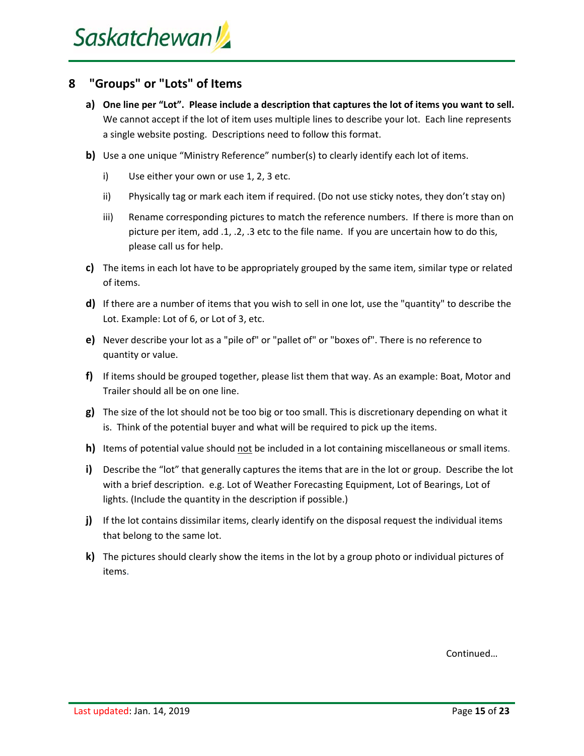## 8 "Groups" or "Lots" of Items

**a)** **One line per "Lot". Please include a description that captures the lot of items you want to sell.** We cannot accept if the lot of item uses multiple lines to describe your lot. Each line represents a single website posting. Descriptions need to follow this format.

**b)** Use a one unique "Ministry Reference" number(s) to clearly identify each lot of items.

  i) Use either your own or use 1, 2, 3 etc.

  ii) Physically tag or mark each item if required. (Do not use sticky notes, they don't stay on)

  iii) Rename corresponding pictures to match the reference numbers. If there is more than on picture per item, add .1, .2, .3 etc to the file name. If you are uncertain how to do this, please call us for help.

**c)** The items in each lot have to be appropriately grouped by the same item, similar type or related of items.

**d)** If there are a number of items that you wish to sell in one lot, use the "quantity" to describe the Lot. Example: Lot of 6, or Lot of 3, etc.

**e)** Never describe your lot as a "pile of" or "pallet of" or "boxes of". There is no reference to quantity or value.

**f)** If items should be grouped together, please list them that way. As an example: Boat, Motor and Trailer should all be on one line.

**g)** The size of the lot should not be too big or too small. This is discretionary depending on what it is. Think of the potential buyer and what will be required to pick up the items.

**h)** Items of potential value should <u>not</u> be included in a lot containing miscellaneous or small items.

**i)** Describe the "lot" that generally captures the items that are in the lot or group. Describe the lot with a brief description. e.g. Lot of Weather Forecasting Equipment, Lot of Bearings, Lot of lights. (Include the quantity in the description if possible.)

**j)** If the lot contains dissimilar items, clearly identify on the disposal request the individual items that belong to the same lot.

**k)** The pictures should clearly show the items in the lot by a group photo or individual pictures of items.

Continued…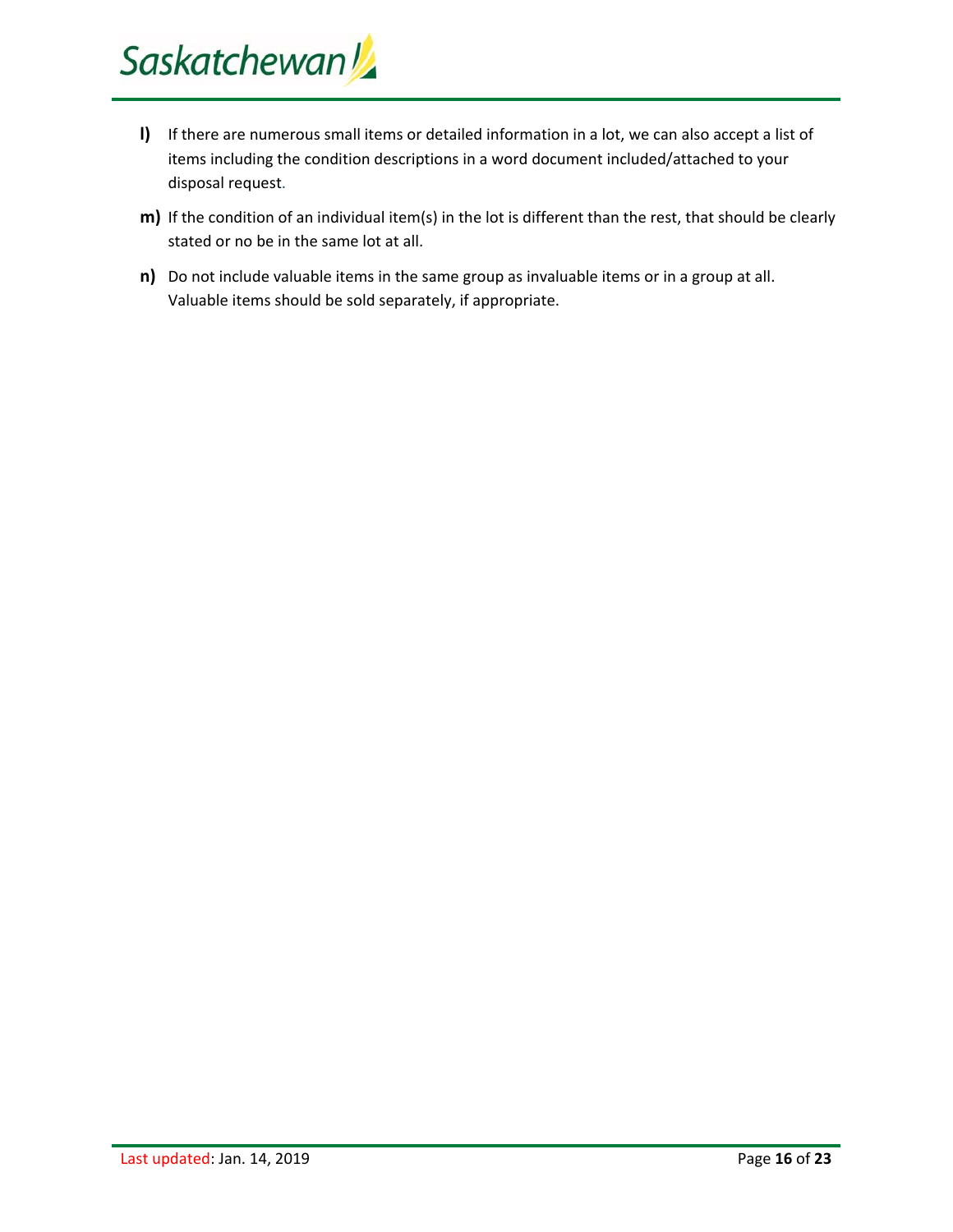**l)** If there are numerous small items or detailed information in a lot, we can also accept a list of items including the condition descriptions in a word document included/attached to your disposal request.

**m)** If the condition of an individual item(s) in the lot is different than the rest, that should be clearly stated or no be in the same lot at all.

**n)** Do not include valuable items in the same group as invaluable items or in a group at all. Valuable items should be sold separately, if appropriate.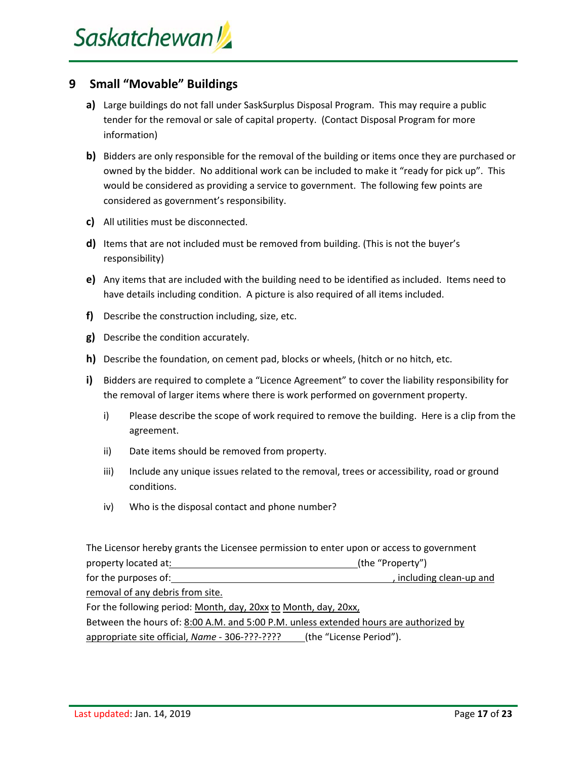## 9 Small "Movable" Buildings

**a)** Large buildings do not fall under SaskSurplus Disposal Program. This may require a public tender for the removal or sale of capital property. (Contact Disposal Program for more information)

**b)** Bidders are only responsible for the removal of the building or items once they are purchased or owned by the bidder. No additional work can be included to make it "ready for pick up". This would be considered as providing a service to government. The following few points are considered as government's responsibility.

**c)** All utilities must be disconnected.

**d)** Items that are not included must be removed from building. (This is not the buyer's responsibility)

**e)** Any items that are included with the building need to be identified as included. Items need to have details including condition. A picture is also required of all items included.

**f)** Describe the construction including, size, etc.

**g)** Describe the condition accurately.

**h)** Describe the foundation, on cement pad, blocks or wheels, (hitch or no hitch, etc.

**i)** Bidders are required to complete a "Licence Agreement" to cover the liability responsibility for the removal of larger items where there is work performed on government property.

  i) Please describe the scope of work required to remove the building. Here is a clip from the agreement.

  ii) Date items should be removed from property.

  iii) Include any unique issues related to the removal, trees or accessibility, road or ground conditions.

  iv) Who is the disposal contact and phone number?

The Licensor hereby grants the Licensee permission to enter upon or access to government property located at:____________________________________(the "Property")
for the purposes of:______________________________________________, including clean-up and removal of any debris from site.
For the following period: Month, day, 20xx to Month, day, 20xx,
Between the hours of: 8:00 A.M. and 5:00 P.M. unless extended hours are authorized by appropriate site official, *Name* - 306-???-???? (the "License Period").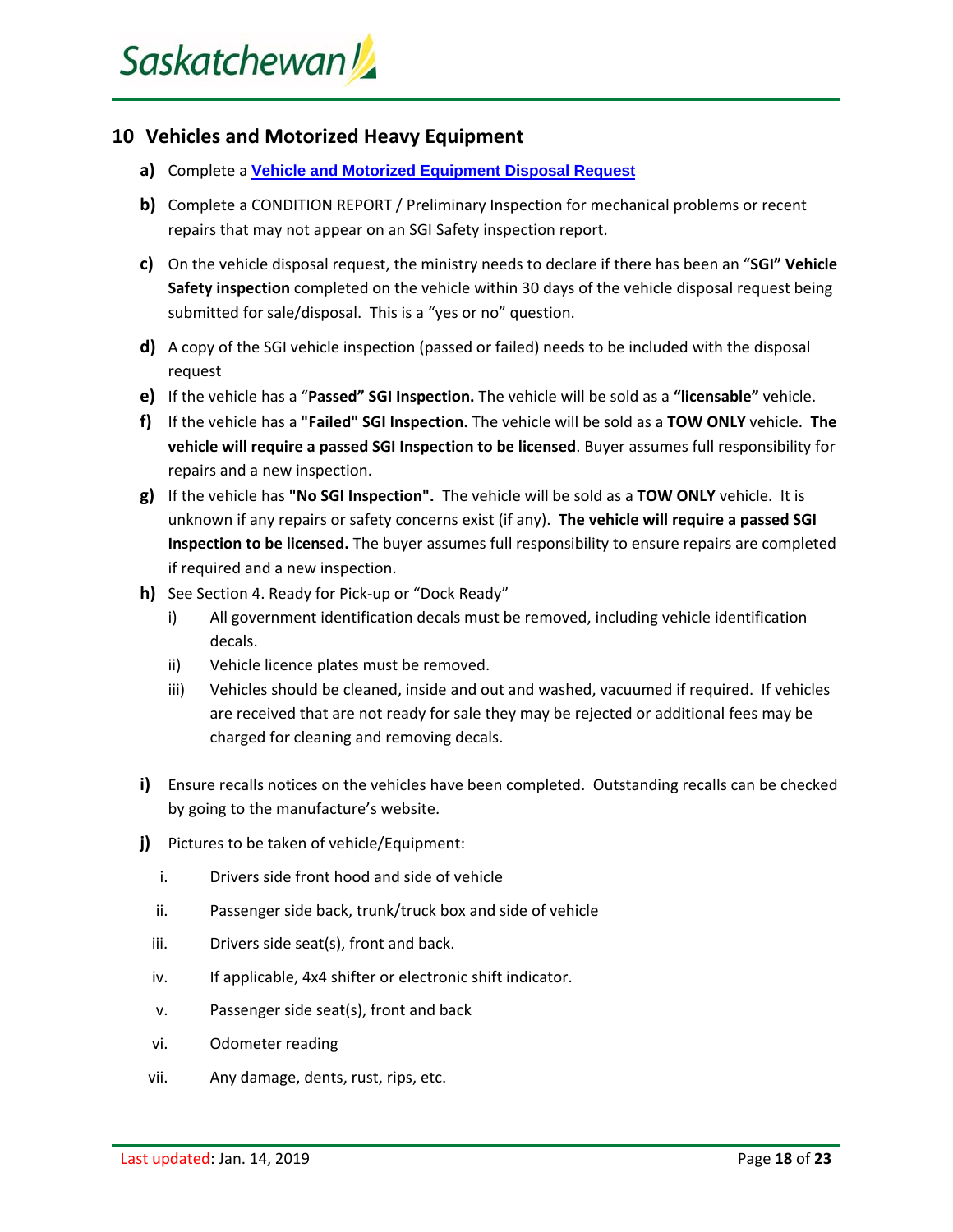## 10 Vehicles and Motorized Heavy Equipment

**a)** Complete a **Vehicle and Motorized Equipment Disposal Request**

**b)** Complete a CONDITION REPORT / Preliminary Inspection for mechanical problems or recent repairs that may not appear on an SGI Safety inspection report.

**c)** On the vehicle disposal request, the ministry needs to declare if there has been an "**SGI" Vehicle Safety inspection** completed on the vehicle within 30 days of the vehicle disposal request being submitted for sale/disposal. This is a "yes or no" question.

**d)** A copy of the SGI vehicle inspection (passed or failed) needs to be included with the disposal request

**e)** If the vehicle has a "**Passed" SGI Inspection.** The vehicle will be sold as a **"licensable"** vehicle.

**f)** If the vehicle has a **"Failed" SGI Inspection.** The vehicle will be sold as a **TOW ONLY** vehicle. **The vehicle will require a passed SGI Inspection to be licensed**. Buyer assumes full responsibility for repairs and a new inspection.

**g)** If the vehicle has **"No SGI Inspection".** The vehicle will be sold as a **TOW ONLY** vehicle. It is unknown if any repairs or safety concerns exist (if any). **The vehicle will require a passed SGI Inspection to be licensed.** The buyer assumes full responsibility to ensure repairs are completed if required and a new inspection.

**h)** See Section 4. Ready for Pick-up or "Dock Ready"

  i) All government identification decals must be removed, including vehicle identification decals.

  ii) Vehicle licence plates must be removed.

  iii) Vehicles should be cleaned, inside and out and washed, vacuumed if required. If vehicles are received that are not ready for sale they may be rejected or additional fees may be charged for cleaning and removing decals.

**i)** Ensure recalls notices on the vehicles have been completed. Outstanding recalls can be checked by going to the manufacture's website.

**j)** Pictures to be taken of vehicle/Equipment:

  i. Drivers side front hood and side of vehicle

  ii. Passenger side back, trunk/truck box and side of vehicle

  iii. Drivers side seat(s), front and back.

  iv. If applicable, 4x4 shifter or electronic shift indicator.

  v. Passenger side seat(s), front and back

  vi. Odometer reading

  vii. Any damage, dents, rust, rips, etc.

Last updated: Jan. 14, 2019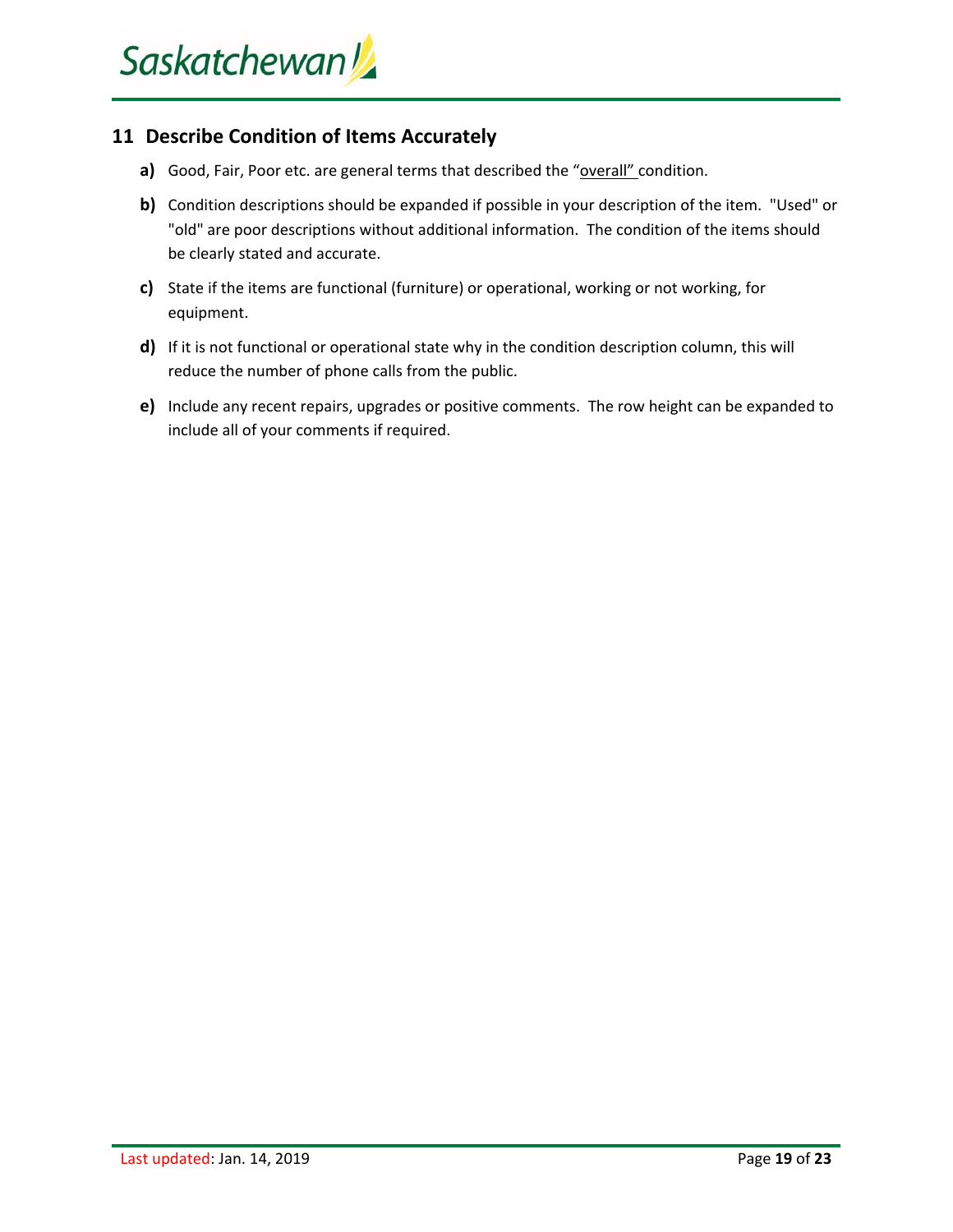## 11 Describe Condition of Items Accurately

**a)** Good, Fair, Poor etc. are general terms that described the "<u>overall"</u> condition.

**b)** Condition descriptions should be expanded if possible in your description of the item. "Used" or "old" are poor descriptions without additional information. The condition of the items should be clearly stated and accurate.

**c)** State if the items are functional (furniture) or operational, working or not working, for equipment.

**d)** If it is not functional or operational state why in the condition description column, this will reduce the number of phone calls from the public.

**e)** Include any recent repairs, upgrades or positive comments. The row height can be expanded to include all of your comments if required.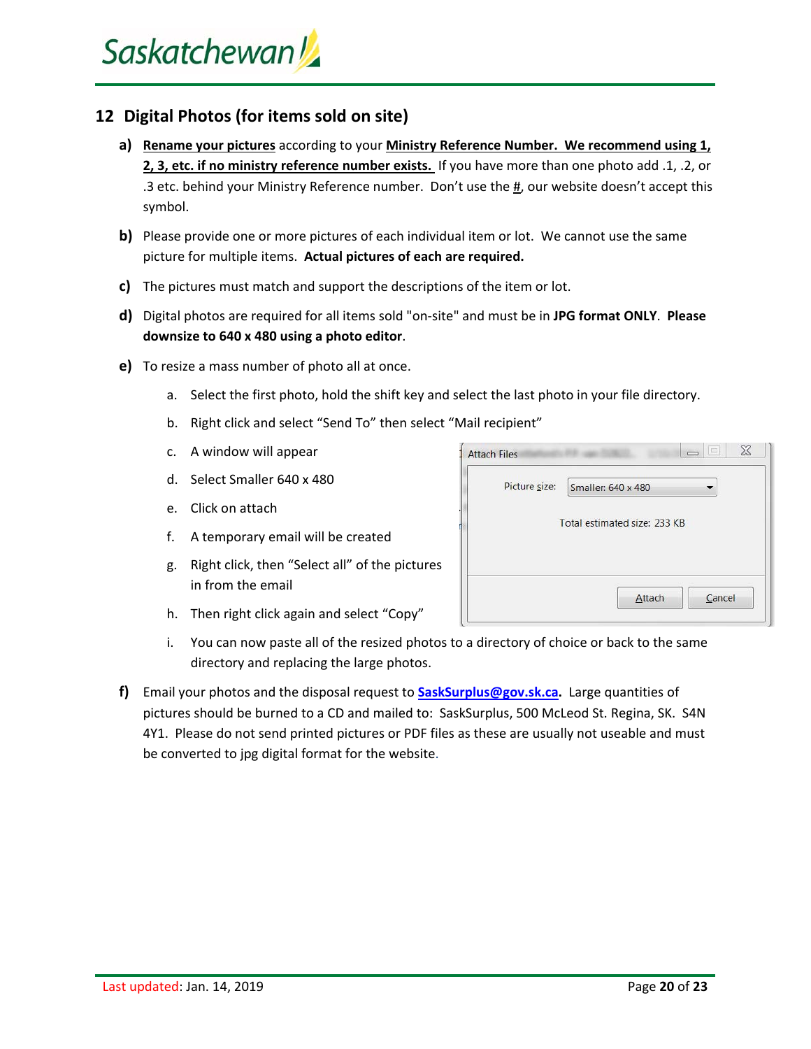## 12 Digital Photos (for items sold on site)

**a)** **Rename your pictures** according to your **Ministry Reference Number. We recommend using 1, 2, 3, etc. if no ministry reference number exists.** If you have more than one photo add .1, .2, or .3 etc. behind your Ministry Reference number. Don't use the #, our website doesn't accept this symbol.

**b)** Please provide one or more pictures of each individual item or lot. We cannot use the same picture for multiple items. **Actual pictures of each are required.**

**c)** The pictures must match and support the descriptions of the item or lot.

**d)** Digital photos are required for all items sold "on-site" and must be in **JPG format ONLY**. **Please downsize to 640 x 480 using a photo editor**.

**e)** To resize a mass number of photo all at once.

a. Select the first photo, hold the shift key and select the last photo in your file directory.

b. Right click and select "Send To" then select "Mail recipient"

c. A window will appear

d. Select Smaller 640 x 480

e. Click on attach

f. A temporary email will be created

g. Right click, then "Select all" of the pictures in from the email

h. Then right click again and select "Copy"

i. You can now paste all of the resized photos to a directory of choice or back to the same directory and replacing the large photos.

**f)** Email your photos and the disposal request to **SaskSurplus@gov.sk.ca**. Large quantities of pictures should be burned to a CD and mailed to: SaskSurplus, 500 McLeod St. Regina, SK. S4N 4Y1. Please do not send printed pictures or PDF files as these are usually not useable and must be converted to jpg digital format for the website.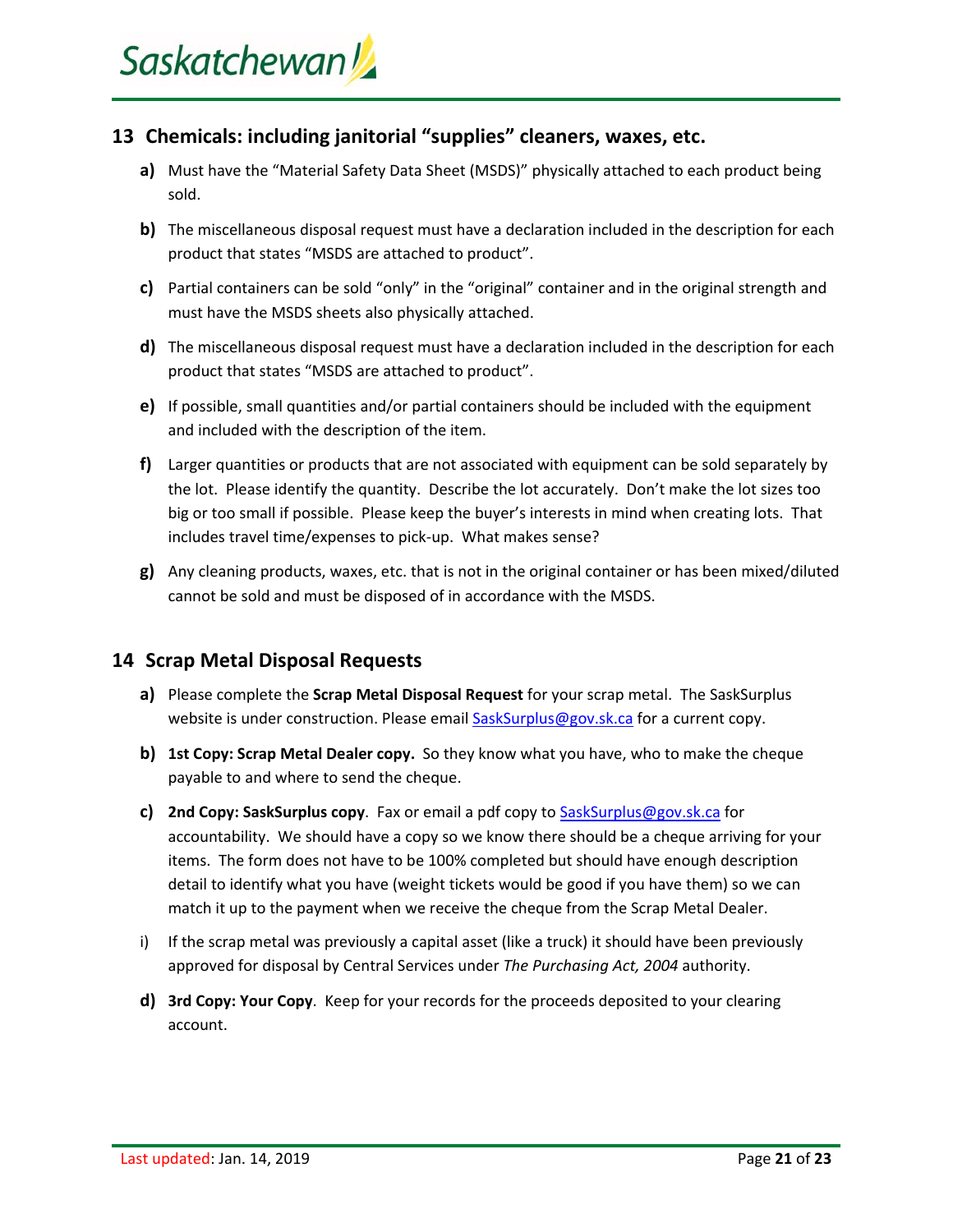## 13 Chemicals: including janitorial “supplies” cleaners, waxes, etc.

**a)** Must have the “Material Safety Data Sheet (MSDS)” physically attached to each product being sold.

**b)** The miscellaneous disposal request must have a declaration included in the description for each product that states “MSDS are attached to product”.

**c)** Partial containers can be sold “only” in the “original” container and in the original strength and must have the MSDS sheets also physically attached.

**d)** The miscellaneous disposal request must have a declaration included in the description for each product that states “MSDS are attached to product”.

**e)** If possible, small quantities and/or partial containers should be included with the equipment and included with the description of the item.

**f)** Larger quantities or products that are not associated with equipment can be sold separately by the lot. Please identify the quantity. Describe the lot accurately. Don’t make the lot sizes too big or too small if possible. Please keep the buyer’s interests in mind when creating lots. That includes travel time/expenses to pick-up. What makes sense?

**g)** Any cleaning products, waxes, etc. that is not in the original container or has been mixed/diluted cannot be sold and must be disposed of in accordance with the MSDS.

## 14 Scrap Metal Disposal Requests

**a)** Please complete the **Scrap Metal Disposal Request** for your scrap metal. The SaskSurplus website is under construction. Please email SaskSurplus@gov.sk.ca for a current copy.

**b)** **1st Copy: Scrap Metal Dealer copy.** So they know what you have, who to make the cheque payable to and where to send the cheque.

**c)** **2nd Copy: SaskSurplus copy**. Fax or email a pdf copy to SaskSurplus@gov.sk.ca for accountability. We should have a copy so we know there should be a cheque arriving for your items. The form does not have to be 100% completed but should have enough description detail to identify what you have (weight tickets would be good if you have them) so we can match it up to the payment when we receive the cheque from the Scrap Metal Dealer.

i) If the scrap metal was previously a capital asset (like a truck) it should have been previously approved for disposal by Central Services under *The Purchasing Act, 2004* authority.

**d)** **3rd Copy: Your Copy**. Keep for your records for the proceeds deposited to your clearing account.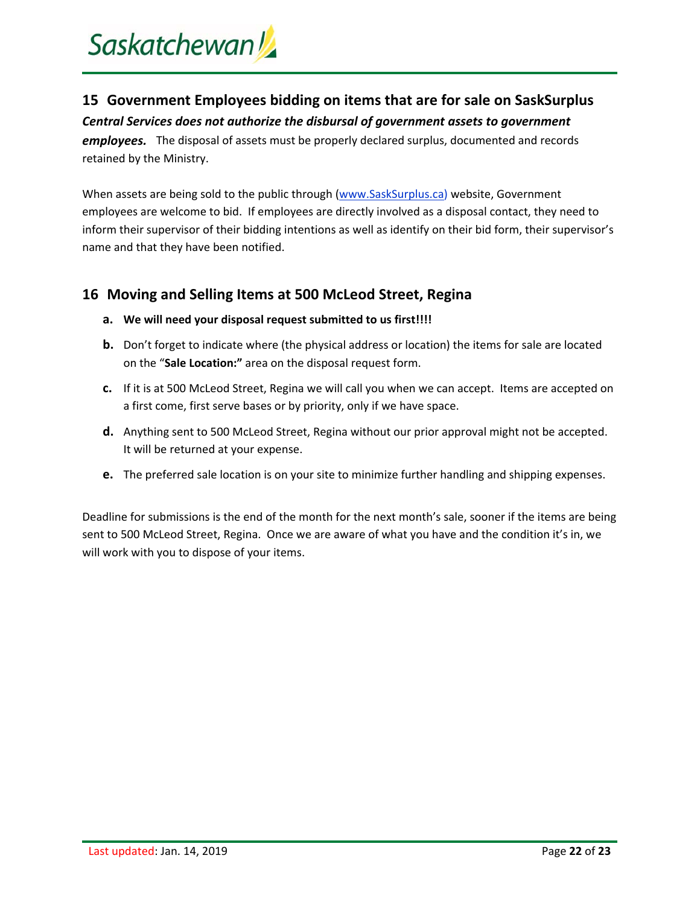## 15 Government Employees bidding on items that are for sale on SaskSurplus

***Central Services does not authorize the disbursal of government assets to government employees.*** The disposal of assets must be properly declared surplus, documented and records retained by the Ministry.

When assets are being sold to the public through (www.SaskSurplus.ca) website, Government employees are welcome to bid. If employees are directly involved as a disposal contact, they need to inform their supervisor of their bidding intentions as well as identify on their bid form, their supervisor's name and that they have been notified.

## 16 Moving and Selling Items at 500 McLeod Street, Regina

a. **We will need your disposal request submitted to us first!!!!**

b. Don't forget to indicate where (the physical address or location) the items for sale are located on the "**Sale Location:**" area on the disposal request form.

c. If it is at 500 McLeod Street, Regina we will call you when we can accept. Items are accepted on a first come, first serve bases or by priority, only if we have space.

d. Anything sent to 500 McLeod Street, Regina without our prior approval might not be accepted. It will be returned at your expense.

e. The preferred sale location is on your site to minimize further handling and shipping expenses.

Deadline for submissions is the end of the month for the next month's sale, sooner if the items are being sent to 500 McLeod Street, Regina. Once we are aware of what you have and the condition it's in, we will work with you to dispose of your items.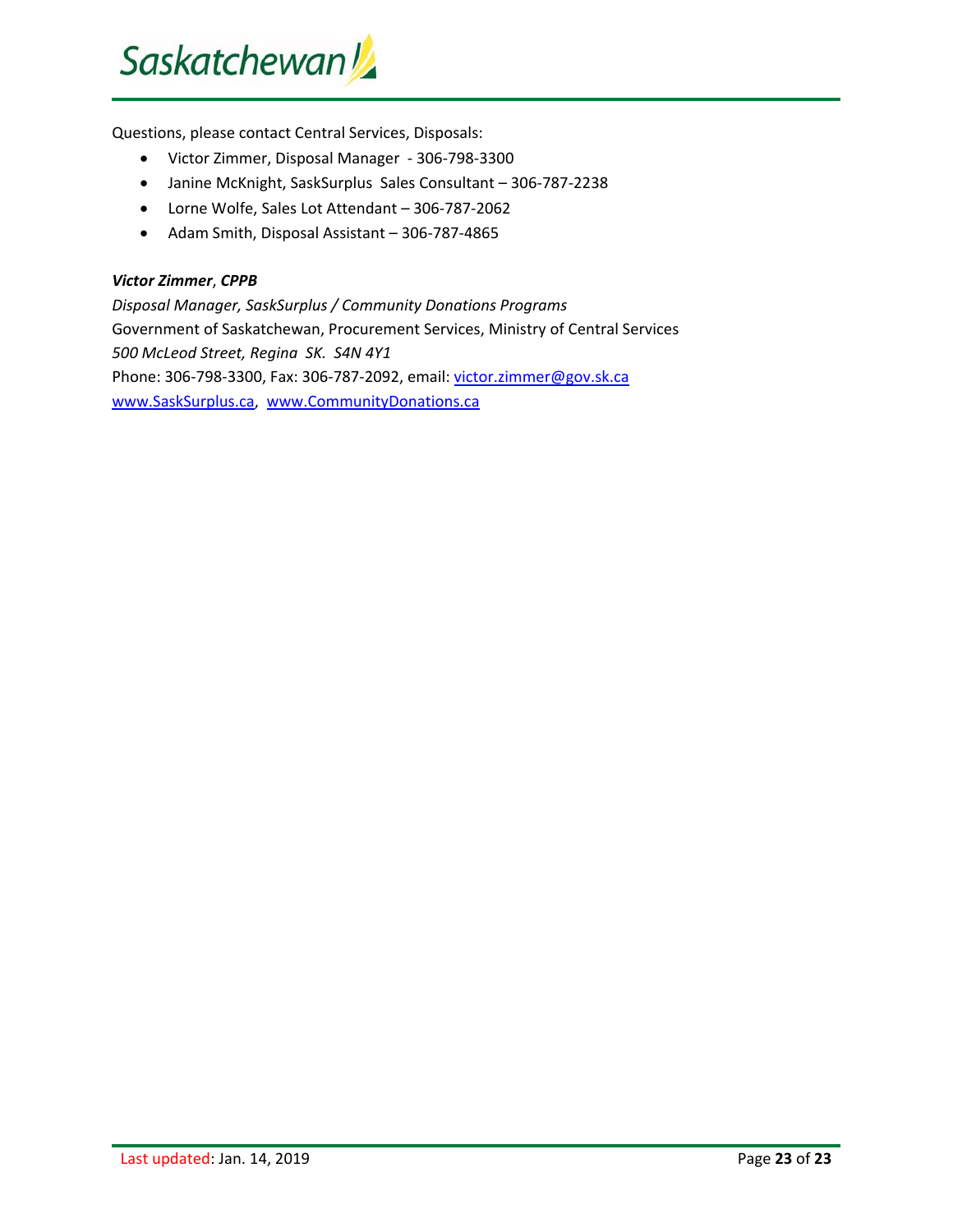Questions, please contact Central Services, Disposals:

- Victor Zimmer, Disposal Manager - 306-798-3300
- Janine McKnight, SaskSurplus Sales Consultant – 306-787-2238
- Lorne Wolfe, Sales Lot Attendant – 306-787-2062
- Adam Smith, Disposal Assistant – 306-787-4865

***Victor Zimmer***, ***CPPB***
*Disposal Manager, SaskSurplus / Community Donations Programs*
Government of Saskatchewan, Procurement Services, Ministry of Central Services
*500 McLeod Street, Regina SK. S4N 4Y1*
Phone: 306-798-3300, Fax: 306-787-2092, email: [victor.zimmer@gov.sk.ca](mailto:victor.zimmer@gov.sk.ca)
[www.SaskSurplus.ca](http://www.SaskSurplus.ca), [www.CommunityDonations.ca](http://www.CommunityDonations.ca)

Last updated: Jan. 14, 2019